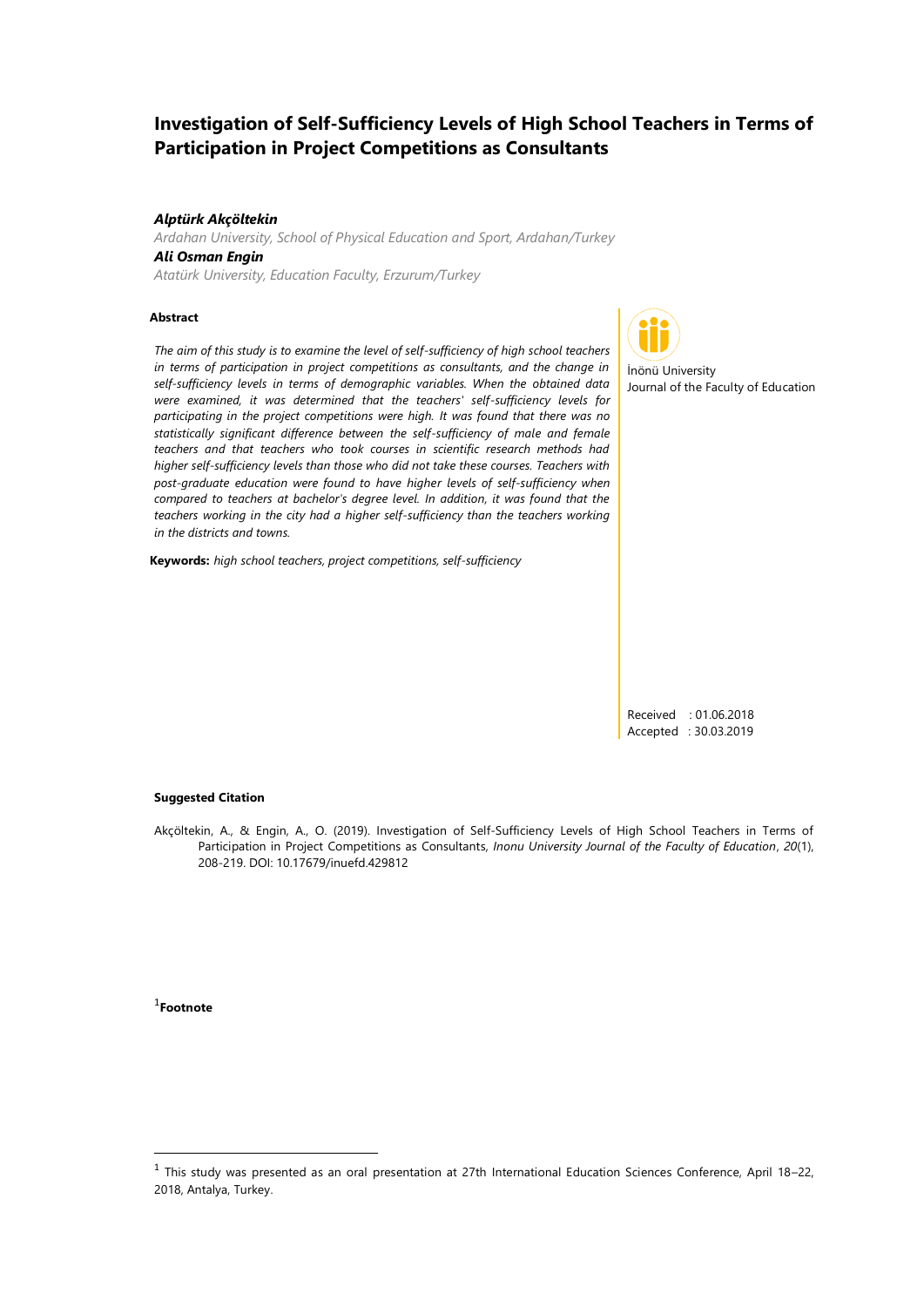# Investigation of Self-Sufficiency Levels of High School Teachers in Terms of Participation in Project Competitions as Consultants

***Alptürk Akçöltekin***

*Ardahan University, School of Physical Education and Sport, Ardahan/Turkey*

***Ali Osman Engin***

*Atatürk University, Education Faculty, Erzurum/Turkey*

İnönü University
Journal of the Faculty of Education

### Abstract

*The aim of this study is to examine the level of self-sufficiency of high school teachers in terms of participation in project competitions as consultants, and the change in self-sufficiency levels in terms of demographic variables. When the obtained data were examined, it was determined that the teachers' self-sufficiency levels for participating in the project competitions were high. It was found that there was no statistically significant difference between the self-sufficiency of male and female teachers and that teachers who took courses in scientific research methods had higher self-sufficiency levels than those who did not take these courses. Teachers with post-graduate education were found to have higher levels of self-sufficiency when compared to teachers at bachelor's degree level. In addition, it was found that the teachers working in the city had a higher self-sufficiency than the teachers working in the districts and towns.*

**Keywords:** *high school teachers, project competitions, self-sufficiency*

Received : 01.06.2018
Accepted : 30.03.2019

#### Suggested Citation

Akçöltekin, A., & Engin, A., O. (2019). Investigation of Self-Sufficiency Levels of High School Teachers in Terms of Participation in Project Competitions as Consultants, *Inonu University Journal of the Faculty of Education*, *20*(1), 208-219. DOI: 10.17679/inuefd.429812

[1]**Footnote**

[1] This study was presented as an oral presentation at 27th International Education Sciences Conference, April 18–22, 2018, Antalya, Turkey.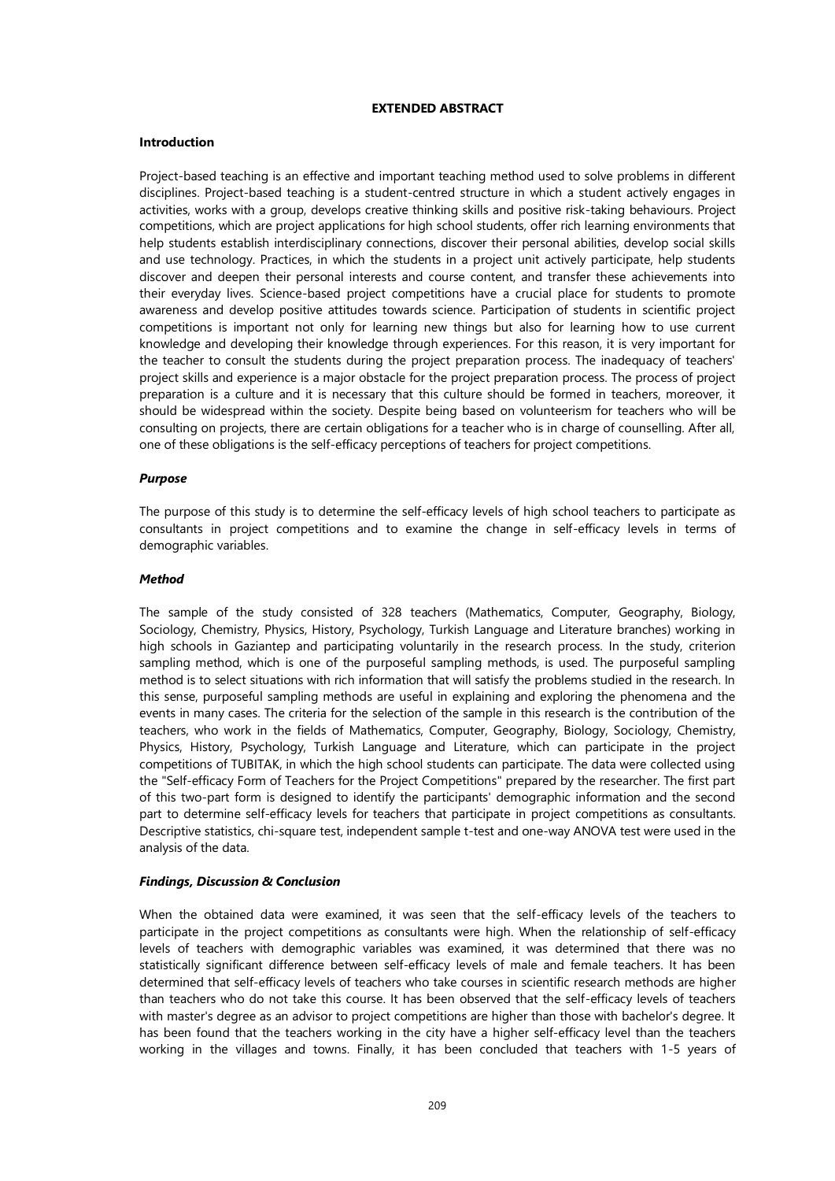## EXTENDED ABSTRACT

### Introduction

Project-based teaching is an effective and important teaching method used to solve problems in different disciplines. Project-based teaching is a student-centred structure in which a student actively engages in activities, works with a group, develops creative thinking skills and positive risk-taking behaviours. Project competitions, which are project applications for high school students, offer rich learning environments that help students establish interdisciplinary connections, discover their personal abilities, develop social skills and use technology. Practices, in which the students in a project unit actively participate, help students discover and deepen their personal interests and course content, and transfer these achievements into their everyday lives. Science-based project competitions have a crucial place for students to promote awareness and develop positive attitudes towards science. Participation of students in scientific project competitions is important not only for learning new things but also for learning how to use current knowledge and developing their knowledge through experiences. For this reason, it is very important for the teacher to consult the students during the project preparation process. The inadequacy of teachers' project skills and experience is a major obstacle for the project preparation process. The process of project preparation is a culture and it is necessary that this culture should be formed in teachers, moreover, it should be widespread within the society. Despite being based on volunteerism for teachers who will be consulting on projects, there are certain obligations for a teacher who is in charge of counselling. After all, one of these obligations is the self-efficacy perceptions of teachers for project competitions.

### *Purpose*

The purpose of this study is to determine the self-efficacy levels of high school teachers to participate as consultants in project competitions and to examine the change in self-efficacy levels in terms of demographic variables.

### *Method*

The sample of the study consisted of 328 teachers (Mathematics, Computer, Geography, Biology, Sociology, Chemistry, Physics, History, Psychology, Turkish Language and Literature branches) working in high schools in Gaziantep and participating voluntarily in the research process. In the study, criterion sampling method, which is one of the purposeful sampling methods, is used. The purposeful sampling method is to select situations with rich information that will satisfy the problems studied in the research. In this sense, purposeful sampling methods are useful in explaining and exploring the phenomena and the events in many cases. The criteria for the selection of the sample in this research is the contribution of the teachers, who work in the fields of Mathematics, Computer, Geography, Biology, Sociology, Chemistry, Physics, History, Psychology, Turkish Language and Literature, which can participate in the project competitions of TUBITAK, in which the high school students can participate. The data were collected using the "Self-efficacy Form of Teachers for the Project Competitions" prepared by the researcher. The first part of this two-part form is designed to identify the participants' demographic information and the second part to determine self-efficacy levels for teachers that participate in project competitions as consultants. Descriptive statistics, chi-square test, independent sample t-test and one-way ANOVA test were used in the analysis of the data.

### *Findings, Discussion & Conclusion*

When the obtained data were examined, it was seen that the self-efficacy levels of the teachers to participate in the project competitions as consultants were high. When the relationship of self-efficacy levels of teachers with demographic variables was examined, it was determined that there was no statistically significant difference between self-efficacy levels of male and female teachers. It has been determined that self-efficacy levels of teachers who take courses in scientific research methods are higher than teachers who do not take this course. It has been observed that the self-efficacy levels of teachers with master's degree as an advisor to project competitions are higher than those with bachelor's degree. It has been found that the teachers working in the city have a higher self-efficacy level than the teachers working in the villages and towns. Finally, it has been concluded that teachers with 1-5 years of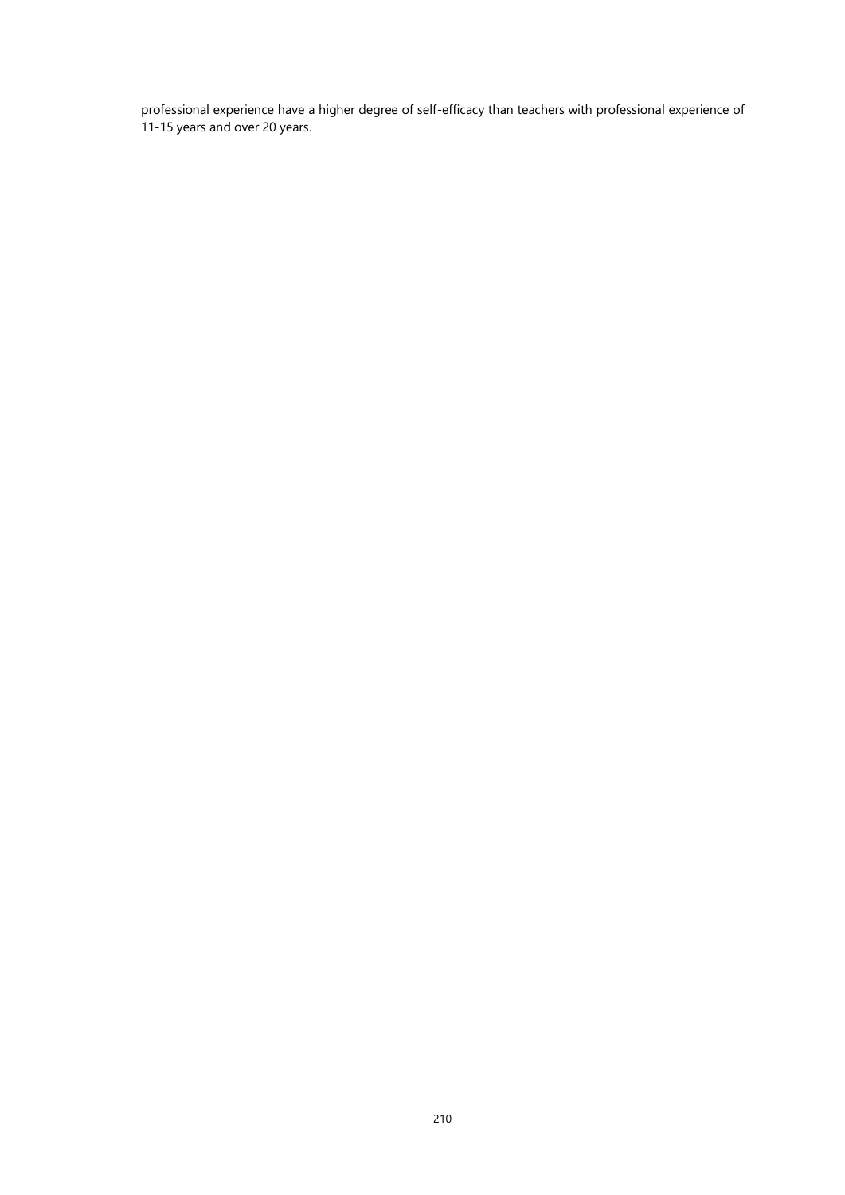professional experience have a higher degree of self-efficacy than teachers with professional experience of 11-15 years and over 20 years.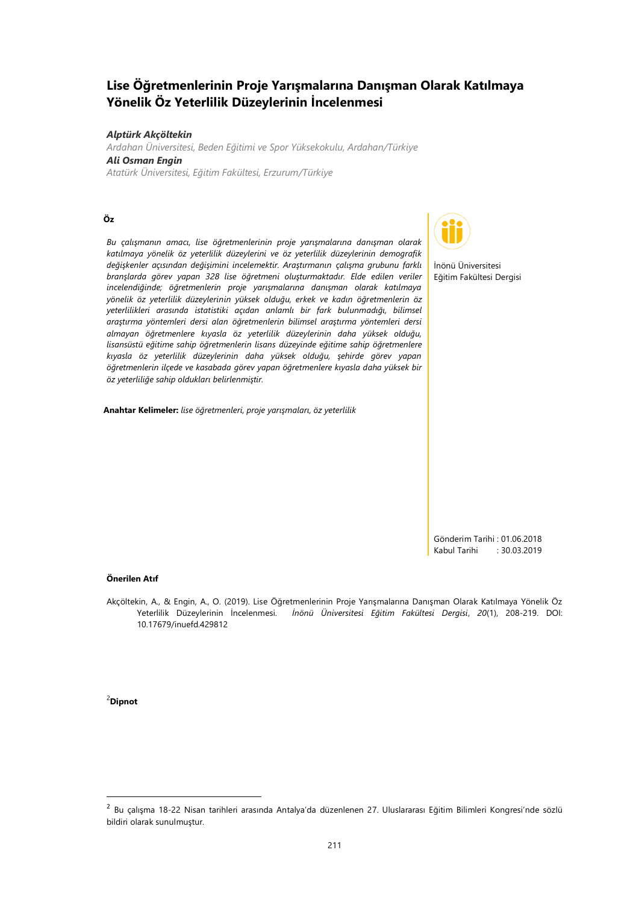# Lise Öğretmenlerinin Proje Yarışmalarına Danışman Olarak Katılmaya Yönelik Öz Yeterlilik Düzeylerinin İncelenmesi

***Alptürk Akçöltekin***

*Ardahan Üniversitesi, Beden Eğitimi ve Spor Yüksekokulu, Ardahan/Türkiye*

***Ali Osman Engin***

*Atatürk Üniversitesi, Eğitim Fakültesi, Erzurum/Türkiye*

İnönü Üniversitesi
Eğitim Fakültesi Dergisi

### Öz

*Bu çalışmanın amacı, lise öğretmenlerinin proje yarışmalarına danışman olarak katılmaya yönelik öz yeterlilik düzeylerini ve öz yeterlilik düzeylerinin demografik değişkenler açısından değişimini incelemektir. Araştırmanın çalışma grubunu farklı branşlarda görev yapan 328 lise öğretmeni oluşturmaktadır. Elde edilen veriler incelendiğinde; öğretmenlerin proje yarışmalarına danışman olarak katılmaya yönelik öz yeterlilik düzeylerinin yüksek olduğu, erkek ve kadın öğretmenlerin öz yeterlilikleri arasında istatistiki açıdan anlamlı bir fark bulunmadığı, bilimsel araştırma yöntemleri dersi alan öğretmenlerin bilimsel araştırma yöntemleri dersi almayan öğretmenlere kıyasla öz yeterlilik düzeylerinin daha yüksek olduğu, lisansüstü eğitime sahip öğretmenlerin lisans düzeyinde eğitime sahip öğretmenlere kıyasla öz yeterlilik düzeylerinin daha yüksek olduğu, şehirde görev yapan öğretmenlerin ilçede ve kasabada görev yapan öğretmenlere kıyasla daha yüksek bir öz yeterliliğe sahip oldukları belirlenmiştir.*

**Anahtar Kelimeler:** *lise öğretmenleri, proje yarışmaları, öz yeterlilik*

Gönderim Tarihi : 01.06.2018
Kabul Tarihi : 30.03.2019

### Önerilen Atıf

Akçöltekin, A., & Engin, A., O. (2019). Lise Öğretmenlerinin Proje Yarışmalarına Danışman Olarak Katılmaya Yönelik Öz Yeterlilik Düzeylerinin İncelenmesi. *İnönü Üniversitesi Eğitim Fakültesi Dergisi*, *20*(1), 208-219. DOI: 10.17679/inuefd.429812

[2]**Dipnot**

[2] Bu çalışma 18-22 Nisan tarihleri arasında Antalya'da düzenlenen 27. Uluslararası Eğitim Bilimleri Kongresi'nde sözlü bildiri olarak sunulmuştur.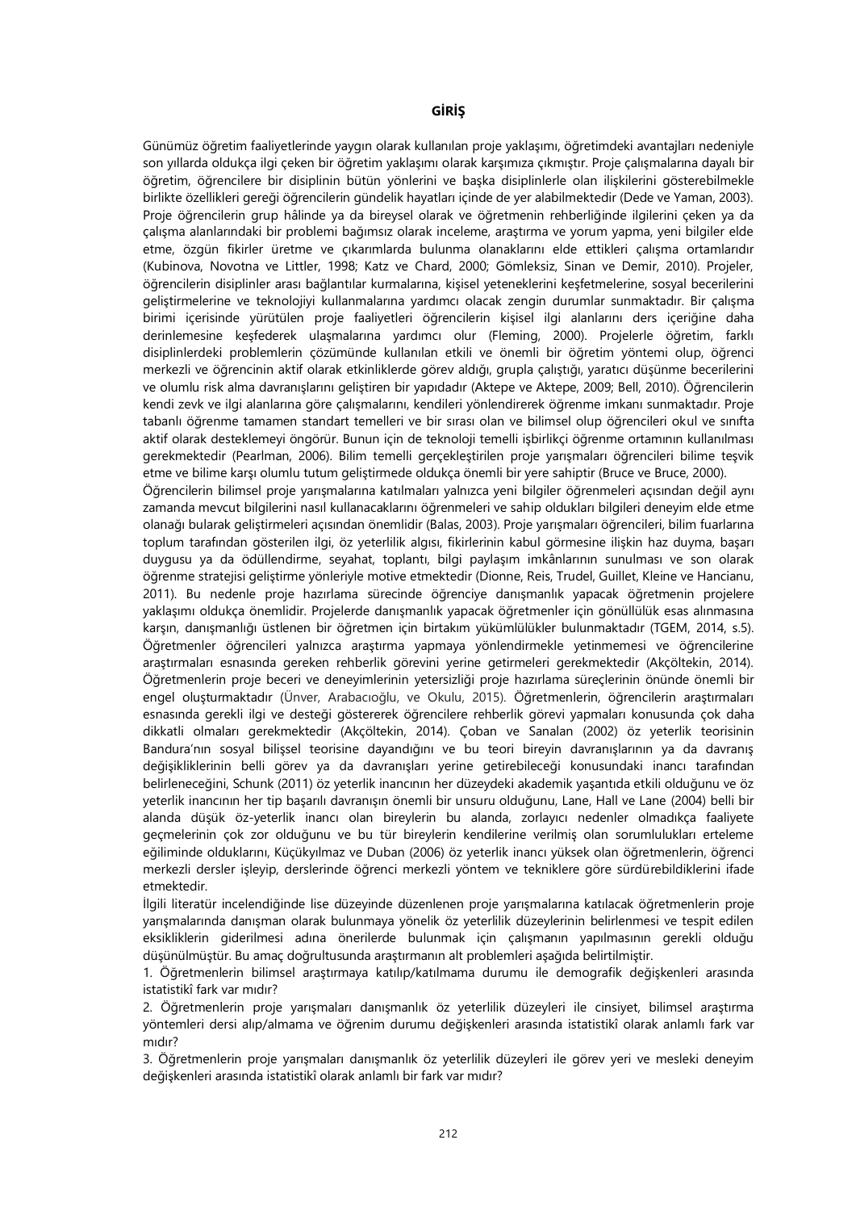## GİRİŞ

Günümüz öğretim faaliyetlerinde yaygın olarak kullanılan proje yaklaşımı, öğretimdeki avantajları nedeniyle son yıllarda oldukça ilgi çeken bir öğretim yaklaşımı olarak karşımıza çıkmıştır. Proje çalışmalarına dayalı bir öğretim, öğrencilere bir disiplinin bütün yönlerini ve başka disiplinlerle olan ilişkilerini gösterebilmekle birlikte özellikleri gereği öğrencilerin gündelik hayatları içinde de yer alabilmektedir (Dede ve Yaman, 2003). Proje öğrencilerin grup hâlinde ya da bireysel olarak ve öğretmenin rehberliğinde ilgilerini çeken ya da çalışma alanlarındaki bir problemi bağımsız olarak inceleme, araştırma ve yorum yapma, yeni bilgiler elde etme, özgün fikirler üretme ve çıkarımlarda bulunma olanaklarını elde ettikleri çalışma ortamlarıdır (Kubinova, Novotna ve Littler, 1998; Katz ve Chard, 2000; Gömleksiz, Sinan ve Demir, 2010). Projeler, öğrencilerin disiplinler arası bağlantılar kurmalarına, kişisel yeteneklerini keşfetmelerine, sosyal becerilerini geliştirmelerine ve teknolojiyi kullanmalarına yardımcı olacak zengin durumlar sunmaktadır. Bir çalışma birimi içerisinde yürütülen proje faaliyetleri öğrencilerin kişisel ilgi alanlarını ders içeriğine daha derinlemesine keşfederek ulaşmalarına yardımcı olur (Fleming, 2000). Projelerle öğretim, farklı disiplinlerdeki problemlerin çözümünde kullanılan etkili ve önemli bir öğretim yöntemi olup, öğrenci merkezli ve öğrencinin aktif olarak etkinliklerde görev aldığı, grupla çalıştığı, yaratıcı düşünme becerilerini ve olumlu risk alma davranışlarını geliştiren bir yapıdadır (Aktepe ve Aktepe, 2009; Bell, 2010). Öğrencilerin kendi zevk ve ilgi alanlarına göre çalışmalarını, kendileri yönlendirerek öğrenme imkanı sunmaktadır. Proje tabanlı öğrenme tamamen standart temelleri ve bir sırası olan ve bilimsel olup öğrencileri okul ve sınıfta aktif olarak desteklemeyi öngörür. Bunun için de teknoloji temelli işbirlikçi öğrenme ortamının kullanılması gerekmektedir (Pearlman, 2006). Bilim temelli gerçekleştirilen proje yarışmaları öğrencileri bilime teşvik etme ve bilime karşı olumlu tutum geliştirmede oldukça önemli bir yere sahiptir (Bruce ve Bruce, 2000).

Öğrencilerin bilimsel proje yarışmalarına katılmaları yalnızca yeni bilgiler öğrenmeleri açısından değil aynı zamanda mevcut bilgilerini nasıl kullanacaklarını öğrenmeleri ve sahip oldukları bilgileri deneyim elde etme olanağı bularak geliştirmeleri açısından önemlidir (Balas, 2003). Proje yarışmaları öğrencileri, bilim fuarlarına toplum tarafından gösterilen ilgi, öz yeterlilik algısı, fikirlerinin kabul görmesine ilişkin haz duyma, başarı duygusu ya da ödüllendirme, seyahat, toplantı, bilgi paylaşım imkânlarının sunulması ve son olarak öğrenme stratejisi geliştirme yönleriyle motive etmektedir (Dionne, Reis, Trudel, Guillet, Kleine ve Hancianu, 2011). Bu nedenle proje hazırlama sürecinde öğrenciye danışmanlık yapacak öğretmenin projelere yaklaşımı oldukça önemlidir. Projelerde danışmanlık yapacak öğretmenler için gönüllülük esas alınmasına karşın, danışmanlığı üstlenen bir öğretmen için birtakım yükümlülükler bulunmaktadır (TGEM, 2014, s.5). Öğretmenler öğrencileri yalnızca araştırma yapmaya yönlendirmekle yetinmemesi ve öğrencilerine araştırmaları esnasında gereken rehberlik görevini yerine getirmeleri gerekmektedir (Akçöltekin, 2014). Öğretmenlerin proje beceri ve deneyimlerinin yetersizliği proje hazırlama süreçlerinin önünde önemli bir engel oluşturmaktadır (Ünver, Arabacıoğlu, ve Okulu, 2015). Öğretmenlerin, öğrencilerin araştırmaları esnasında gerekli ilgi ve desteği göstererek öğrencilere rehberlik görevi yapmaları konusunda çok daha dikkatli olmaları gerekmektedir (Akçöltekin, 2014). Çoban ve Sanalan (2002) öz yeterlik teorisinin Bandura'nın sosyal bilişsel teorisine dayandığını ve bu teori bireyin davranışlarının ya da davranış değişikliklerinin belli görev ya da davranışları yerine getirebileceği konusundaki inancı tarafından belirleneceğini, Schunk (2011) öz yeterlik inancının her düzeydeki akademik yaşantıda etkili olduğunu ve öz yeterlik inancının her tip başarılı davranışın önemli bir unsuru olduğunu, Lane, Hall ve Lane (2004) belli bir alanda düşük öz-yeterlik inancı olan bireylerin bu alanda, zorlayıcı nedenler olmadıkça faaliyete geçmelerinin çok zor olduğunu ve bu tür bireylerin kendilerine verilmiş olan sorumlulukları erteleme eğiliminde olduklarını, Küçükyılmaz ve Duban (2006) öz yeterlik inancı yüksek olan öğretmenlerin, öğrenci merkezli dersler işleyip, derslerinde öğrenci merkezli yöntem ve tekniklere göre sürdürebildiklerini ifade etmektedir.

İlgili literatür incelendiğinde lise düzeyinde düzenlenen proje yarışmalarına katılacak öğretmenlerin proje yarışmalarında danışman olarak bulunmaya yönelik öz yeterlilik düzeylerinin belirlenmesi ve tespit edilen eksikliklerin giderilmesi adına önerilerde bulunmak için çalışmanın yapılmasının gerekli olduğu düşünülmüştür. Bu amaç doğrultusunda araştırmanın alt problemleri aşağıda belirtilmiştir.

1. Öğretmenlerin bilimsel araştırmaya katılıp/katılmama durumu ile demografik değişkenleri arasında istatistikî fark var mıdır?
2. Öğretmenlerin proje yarışmaları danışmanlık öz yeterlilik düzeyleri ile cinsiyet, bilimsel araştırma yöntemleri dersi alıp/almama ve öğrenim durumu değişkenleri arasında istatistikî olarak anlamlı fark var mıdır?
3. Öğretmenlerin proje yarışmaları danışmanlık öz yeterlilik düzeyleri ile görev yeri ve mesleki deneyim değişkenleri arasında istatistikî olarak anlamlı bir fark var mıdır?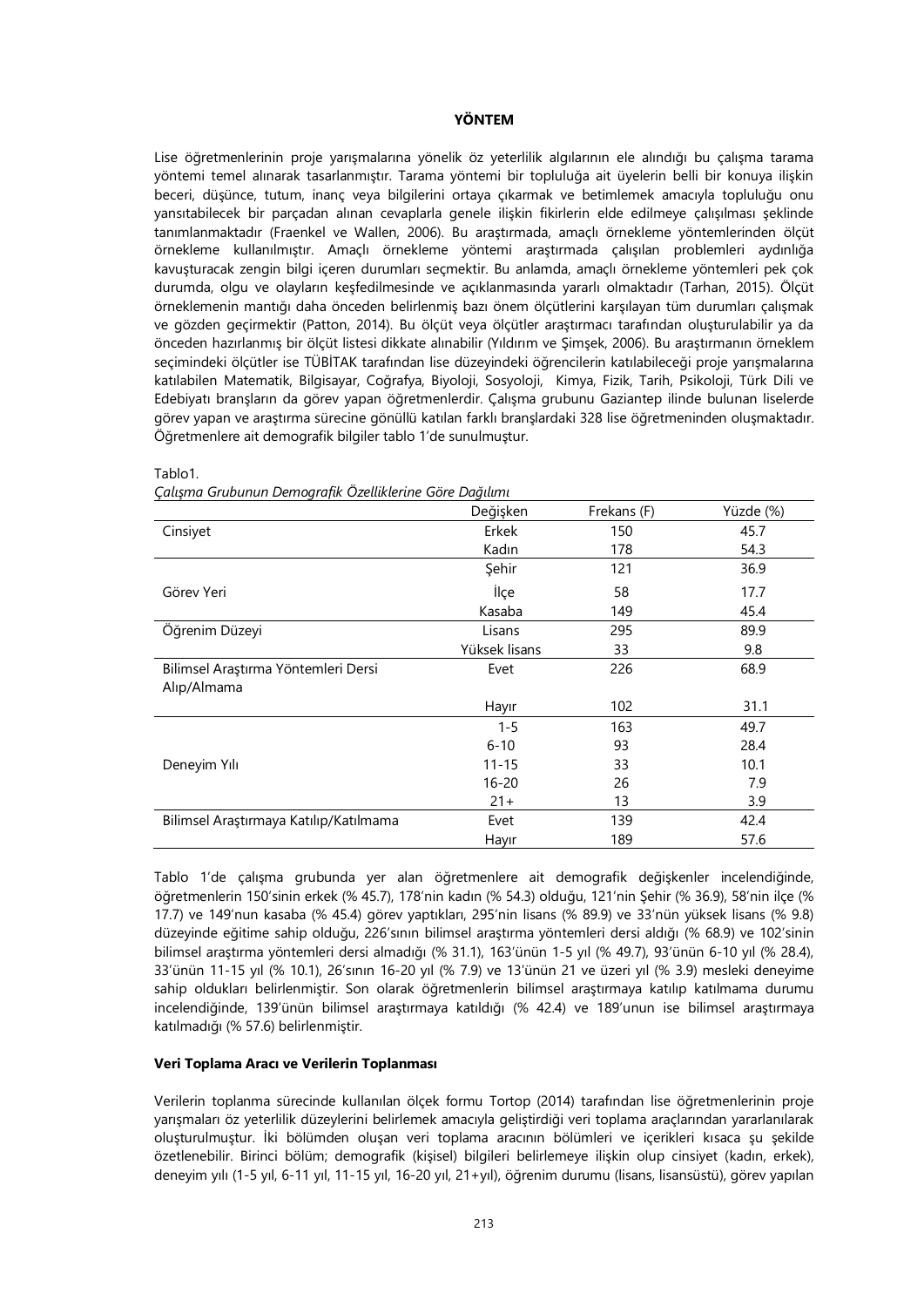## YÖNTEM

Lise öğretmenlerinin proje yarışmalarına yönelik öz yeterlilik algılarının ele alındığı bu çalışma tarama yöntemi temel alınarak tasarlanmıştır. Tarama yöntemi bir topluluğa ait üyelerin belli bir konuya ilişkin beceri, düşünce, tutum, inanç veya bilgilerini ortaya çıkarmak ve betimlemek amacıyla topluluğu onu yansıtabilecek bir parçadan alınan cevaplarla genele ilişkin fikirlerin elde edilmeye çalışılması şeklinde tanımlanmaktadır (Fraenkel ve Wallen, 2006). Bu araştırmada, amaçlı örnekleme yöntemlerinden ölçüt örnekleme kullanılmıştır. Amaçlı örnekleme yöntemi araştırmada çalışılan problemleri aydınlığa kavuşturacak zengin bilgi içeren durumları seçmektir. Bu anlamda, amaçlı örnekleme yöntemleri pek çok durumda, olgu ve olayların keşfedilmesinde ve açıklanmasında yararlı olmaktadır (Tarhan, 2015). Ölçüt örneklemenin mantığı daha önceden belirlenmiş bazı önem ölçütlerini karşılayan tüm durumları çalışmak ve gözden geçirmektir (Patton, 2014). Bu ölçüt veya ölçütler araştırmacı tarafından oluşturulabilir ya da önceden hazırlanmış bir ölçüt listesi dikkate alınabilir (Yıldırım ve Şimşek, 2006). Bu araştırmanın örneklem seçimindeki ölçütler ise TÜBİTAK tarafından lise düzeyindeki öğrencilerin katılabileceği proje yarışmalarına katılabilen Matematik, Bilgisayar, Coğrafya, Biyoloji, Sosyoloji, Kimya, Fizik, Tarih, Psikoloji, Türk Dili ve Edebiyatı branşların da görev yapan öğretmenlerdir. Çalışma grubunu Gaziantep ilinde bulunan liselerde görev yapan ve araştırma sürecine gönüllü katılan farklı branşlardaki 328 lise öğretmeninden oluşmaktadır. Öğretmenlere ait demografik bilgiler tablo 1'de sunulmuştur.

Tablo1.
*Çalışma Grubunun Demografik Özelliklerine Göre Dağılımı*

| | Değişken | Frekans (F) | Yüzde (%) |
|---|---|---|---|
| Cinsiyet | Erkek | 150 | 45.7 |
| | Kadın | 178 | 54.3 |
| Görev Yeri | Şehir | 121 | 36.9 |
| | İlçe | 58 | 17.7 |
| | Kasaba | 149 | 45.4 |
| Öğrenim Düzeyi | Lisans | 295 | 89.9 |
| | Yüksek lisans | 33 | 9.8 |
| Bilimsel Araştırma Yöntemleri Dersi Alıp/Almama | Evet | 226 | 68.9 |
| | Hayır | 102 | 31.1 |
| Deneyim Yılı | 1-5 | 163 | 49.7 |
| | 6-10 | 93 | 28.4 |
| | 11-15 | 33 | 10.1 |
| | 16-20 | 26 | 7.9 |
| | 21+ | 13 | 3.9 |
| Bilimsel Araştırmaya Katılıp/Katılmama | Evet | 139 | 42.4 |
| | Hayır | 189 | 57.6 |

Tablo 1'de çalışma grubunda yer alan öğretmenlere ait demografik değişkenler incelendiğinde, öğretmenlerin 150'sinin erkek (% 45.7), 178'nin kadın (% 54.3) olduğu, 121'nin Şehir (% 36.9), 58'nin ilçe (% 17.7) ve 149'nun kasaba (% 45.4) görev yaptıkları, 295'nin lisans (% 89.9) ve 33'nün yüksek lisans (% 9.8) düzeyinde eğitime sahip olduğu, 226'sının bilimsel araştırma yöntemleri dersi aldığı (% 68.9) ve 102'sinin bilimsel araştırma yöntemleri dersi almadığı (% 31.1), 163'ünün 1-5 yıl (% 49.7), 93'ünün 6-10 yıl (% 28.4), 33'ünün 11-15 yıl (% 10.1), 26'sının 16-20 yıl (% 7.9) ve 13'ünün 21 ve üzeri yıl (% 3.9) mesleki deneyime sahip oldukları belirlenmiştir. Son olarak öğretmenlerin bilimsel araştırmaya katılıp katılmama durumu incelendiğinde, 139'ünün bilimsel araştırmaya katıldığı (% 42.4) ve 189'unun ise bilimsel araştırmaya katılmadığı (% 57.6) belirlenmiştir.

### Veri Toplama Aracı ve Verilerin Toplanması

Verilerin toplanma sürecinde kullanılan ölçek formu Tortop (2014) tarafından lise öğretmenlerinin proje yarışmaları öz yeterlilik düzeylerini belirlemek amacıyla geliştirdiği veri toplama araçlarından yararlanılarak oluşturulmuştur. İki bölümden oluşan veri toplama aracının bölümleri ve içerikleri kısaca şu şekilde özetlenebilir. Birinci bölüm; demografik (kişisel) bilgileri belirlemeye ilişkin olup cinsiyet (kadın, erkek), deneyim yılı (1-5 yıl, 6-11 yıl, 11-15 yıl, 16-20 yıl, 21+yıl), öğrenim durumu (lisans, lisansüstü), görev yapılan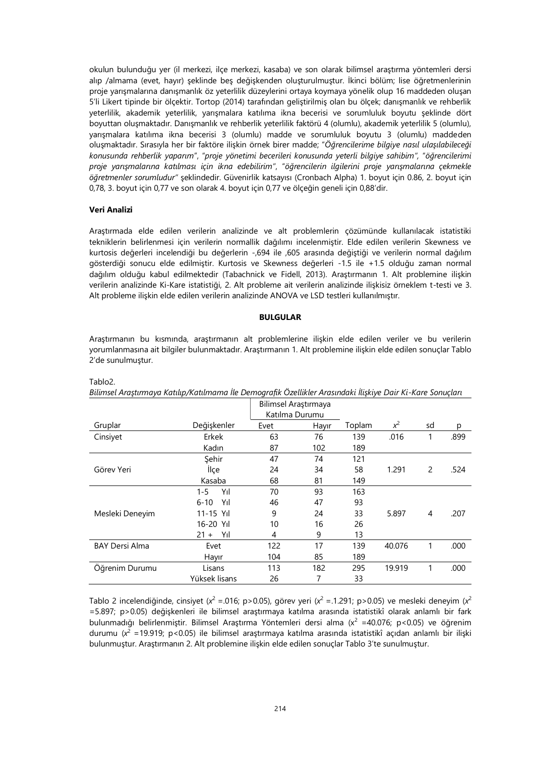okulun bulunduğu yer (il merkezi, ilçe merkezi, kasaba) ve son olarak bilimsel araştırma yöntemleri dersi alıp /almama (evet, hayır) şeklinde beş değişkenden oluşturulmuştur. İkinci bölüm; lise öğretmenlerinin proje yarışmalarına danışmanlık öz yeterlilik düzeylerini ortaya koymaya yönelik olup 16 maddeden oluşan 5'li Likert tipinde bir ölçektir. Tortop (2014) tarafından geliştirilmiş olan bu ölçek; danışmanlık ve rehberlik yeterlilik, akademik yeterlilik, yarışmalara katılıma ikna becerisi ve sorumluluk boyutu şeklinde dört boyuttan oluşmaktadır. Danışmanlık ve rehberlik yeterlilik faktörü 4 (olumlu), akademik yeterlilik 5 (olumlu), yarışmalara katılıma ikna becerisi 3 (olumlu) madde ve sorumluluk boyutu 3 (olumlu) maddeden oluşmaktadır. Sırasıyla her bir faktöre ilişkin örnek birer madde; "*Öğrencilerime bilgiye nasıl ulaşılabileceği konusunda rehberlik yaparım*", "*proje yönetimi becerileri konusunda yeterli bilgiye sahibim*", "*öğrencilerimi proje yarışmalarına katılması için ikna edebilirim*", "*öğrencilerin ilgilerini proje yarışmalarına çekmekle öğretmenler sorumludur*" şeklindedir. Güvenirlik katsayısı (Cronbach Alpha) 1. boyut için 0.86, 2. boyut için 0,78, 3. boyut için 0,77 ve son olarak 4. boyut için 0,77 ve ölçeğin geneli için 0,88'dir.

**Veri Analizi**

Araştırmada elde edilen verilerin analizinde ve alt problemlerin çözümünde kullanılacak istatistiki tekniklerin belirlenmesi için verilerin normallik dağılımı incelenmiştir. Elde edilen verilerin Skewness ve kurtosis değerleri incelendiği bu değerlerin -,694 ile ,605 arasında değiştiği ve verilerin normal dağılım gösterdiği sonucu elde edilmiştir. Kurtosis ve Skewness değerleri -1.5 ile +1.5 olduğu zaman normal dağılım olduğu kabul edilmektedir (Tabachnick ve Fidell, 2013). Araştırmanın 1. Alt problemine ilişkin verilerin analizinde Ki-Kare istatistiği, 2. Alt probleme ait verilerin analizinde ilişkisiz örneklem t-testi ve 3. Alt probleme ilişkin elde edilen verilerin analizinde ANOVA ve LSD testleri kullanılmıştır.

## BULGULAR

Araştırmanın bu kısmında, araştırmanın alt problemlerine ilişkin elde edilen veriler ve bu verilerin yorumlanmasına ait bilgiler bulunmaktadır. Araştırmanın 1. Alt problemine ilişkin elde edilen sonuçlar Tablo 2'de sunulmuştur.

Tablo2.

*Bilimsel Araştırmaya Katılıp/Katılmama İle Demografik Özellikler Arasındaki İlişkiye Dair Ki-Kare Sonuçları*

| Gruplar | Değişkenler | Bilimsel Araştırmaya Katılma Durumu | | Toplam | $x^2$ | sd | p |
|---|---|---|---|---|---|---|---|
| | | Evet | Hayır | | | | |
| Cinsiyet | Erkek | 63 | 76 | 139 | .016 | 1 | .899 |
| | Kadın | 87 | 102 | 189 | | | |
| Görev Yeri | Şehir | 47 | 74 | 121 | 1.291 | 2 | .524 |
| | İlçe | 24 | 34 | 58 | | | |
| | Kasaba | 68 | 81 | 149 | | | |
| Mesleki Deneyim | 1-5 Yıl | 70 | 93 | 163 | 5.897 | 4 | .207 |
| | 6-10 Yıl | 46 | 47 | 93 | | | |
| | 11-15 Yıl | 9 | 24 | 33 | | | |
| | 16-20 Yıl | 10 | 16 | 26 | | | |
| | 21 + Yıl | 4 | 9 | 13 | | | |
| BAY Dersi Alma | Evet | 122 | 17 | 139 | 40.076 | 1 | .000 |
| | Hayır | 104 | 85 | 189 | | | |
| Öğrenim Durumu | Lisans | 113 | 182 | 295 | 19.919 | 1 | .000 |
| | Yüksek lisans | 26 | 7 | 33 | | | |

Tablo 2 incelendiğinde, cinsiyet ($x^2$ =.016; p>0.05), görev yeri ($x^2$ =.1.291; p>0.05) ve mesleki deneyim ($x^2$ =5.897; p>0.05) değişkenleri ile bilimsel araştırmaya katılma arasında istatistikî olarak anlamlı bir fark bulunmadığı belirlenmiştir. Bilimsel Araştırma Yöntemleri dersi alma ($x^2$ =40.076; p<0.05) ve öğrenim durumu ($x^2$ =19.919; p<0.05) ile bilimsel araştırmaya katılma arasında istatistikî açıdan anlamlı bir ilişki bulunmuştur. Araştırmanın 2. Alt problemine ilişkin elde edilen sonuçlar Tablo 3'te sunulmuştur.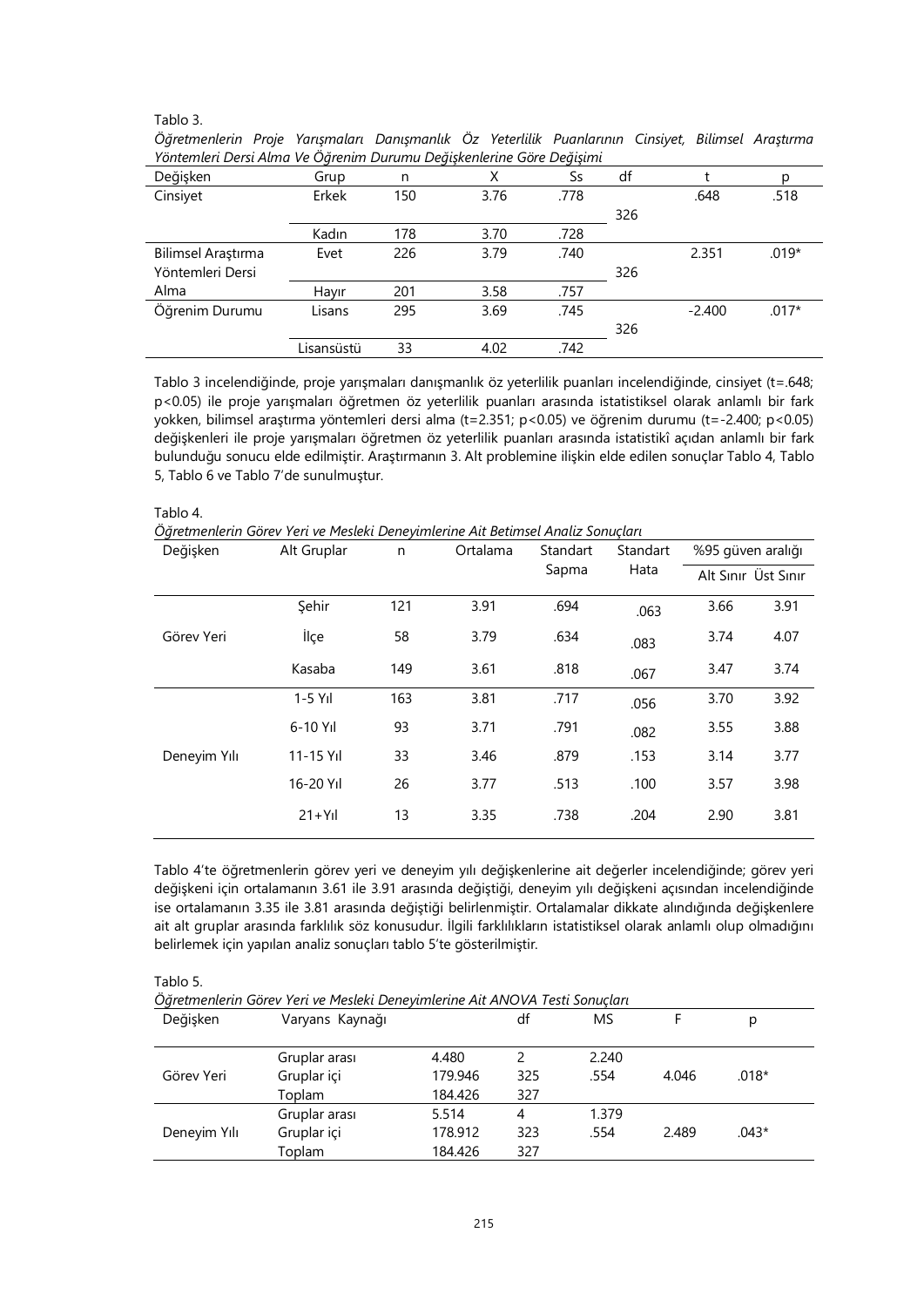Tablo 3.

*Öğretmenlerin Proje Yarışmaları Danışmanlık Öz Yeterlilik Puanlarının Cinsiyet, Bilimsel Araştırma Yöntemleri Dersi Alma Ve Öğrenim Durumu Değişkenlerine Göre Değişimi*

| Değişken | Grup | n | X | Ss | df | t | p |
|---|---|---|---|---|---|---|---|
| Cinsiyet | Erkek | 150 | 3.76 | .778 | 326 | .648 | .518 |
| | Kadın | 178 | 3.70 | .728 | | | |
| Bilimsel Araştırma Yöntemleri Dersi Alma | Evet | 226 | 3.79 | .740 | 326 | 2.351 | .019* |
| | Hayır | 201 | 3.58 | .757 | | | |
| Öğrenim Durumu | Lisans | 295 | 3.69 | .745 | 326 | -2.400 | .017* |
| | Lisansüstü | 33 | 4.02 | .742 | | | |

Tablo 3 incelendiğinde, proje yarışmaları danışmanlık öz yeterlilik puanları incelendiğinde, cinsiyet (t=.648; p<0.05) ile proje yarışmaları öğretmen öz yeterlilik puanları arasında istatistiksel olarak anlamlı bir fark yokken, bilimsel araştırma yöntemleri dersi alma (t=2.351; p<0.05) ve öğrenim durumu (t=-2.400; p<0.05) değişkenleri ile proje yarışmaları öğretmen öz yeterlilik puanları arasında istatistikî açıdan anlamlı bir fark bulunduğu sonucu elde edilmiştir. Araştırmanın 3. Alt problemine ilişkin elde edilen sonuçlar Tablo 4, Tablo 5, Tablo 6 ve Tablo 7'de sunulmuştur.

Tablo 4.

*Öğretmenlerin Görev Yeri ve Mesleki Deneyimlerine Ait Betimsel Analiz Sonuçları*

| Değişken | Alt Gruplar | n | Ortalama | Standart Sapma | Standart Hata | %95 güven aralığı | |
|---|---|---|---|---|---|---|---|
| | | | | | | Alt Sınır | Üst Sınır |
| Görev Yeri | Şehir | 121 | 3.91 | .694 | .063 | 3.66 | 3.91 |
| | İlçe | 58 | 3.79 | .634 | .083 | 3.74 | 4.07 |
| | Kasaba | 149 | 3.61 | .818 | .067 | 3.47 | 3.74 |
| Deneyim Yılı | 1-5 Yıl | 163 | 3.81 | .717 | .056 | 3.70 | 3.92 |
| | 6-10 Yıl | 93 | 3.71 | .791 | .082 | 3.55 | 3.88 |
| | 11-15 Yıl | 33 | 3.46 | .879 | .153 | 3.14 | 3.77 |
| | 16-20 Yıl | 26 | 3.77 | .513 | .100 | 3.57 | 3.98 |
| | 21+Yıl | 13 | 3.35 | .738 | .204 | 2.90 | 3.81 |

Tablo 4'te öğretmenlerin görev yeri ve deneyim yılı değişkenlerine ait değerler incelendiğinde; görev yeri değişkeni için ortalamanın 3.61 ile 3.91 arasında değiştiği, deneyim yılı değişkeni açısından incelendiğinde ise ortalamanın 3.35 ile 3.81 arasında değiştiği belirlenmiştir. Ortalamalar dikkate alındığında değişkenlere ait alt gruplar arasında farklılık söz konusudur. İlgili farklılıkların istatistiksel olarak anlamlı olup olmadığını belirlemek için yapılan analiz sonuçları tablo 5'te gösterilmiştir.

Tablo 5.

*Öğretmenlerin Görev Yeri ve Mesleki Deneyimlerine Ait ANOVA Testi Sonuçları*

| Değişken | Varyans Kaynağı | | df | MS | F | p |
|---|---|---|---|---|---|---|
| Görev Yeri | Gruplar arası | 4.480 | 2 | 2.240 | 4.046 | .018* |
| | Gruplar içi | 179.946 | 325 | .554 | | |
| | Toplam | 184.426 | 327 | | | |
| Deneyim Yılı | Gruplar arası | 5.514 | 4 | 1.379 | 2.489 | .043* |
| | Gruplar içi | 178.912 | 323 | .554 | | |
| | Toplam | 184.426 | 327 | | | |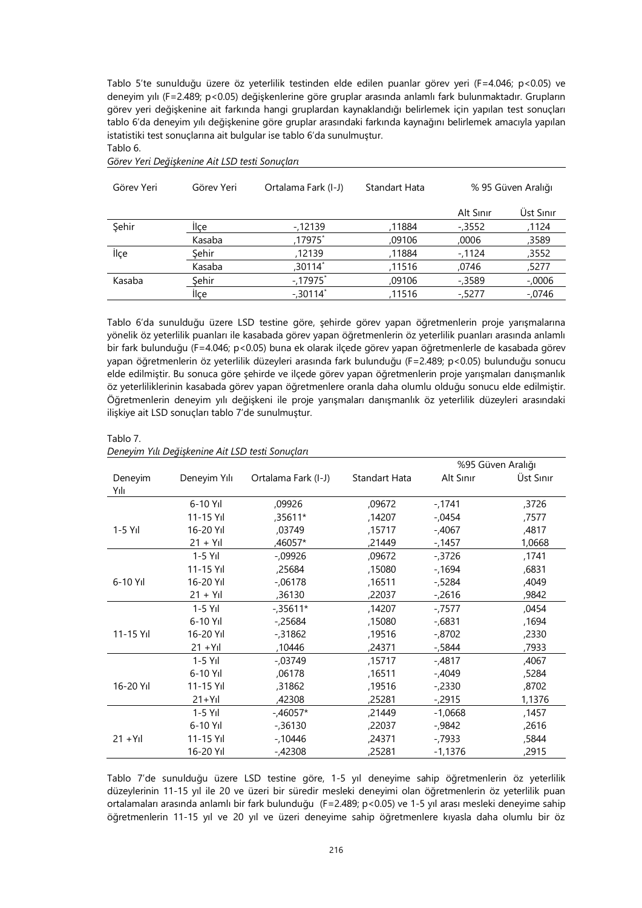Tablo 5'te sunulduğu üzere öz yeterlilik testinden elde edilen puanlar görev yeri ($F=4.046$; $p<0.05$) ve deneyim yılı ($F=2.489$; $p<0.05$) değişkenlerine göre gruplar arasında anlamlı fark bulunmaktadır. Grupların görev yeri değişkenine ait farkında hangi gruplardan kaynaklandığı belirlemek için yapılan test sonuçları tablo 6'da deneyim yılı değişkenine göre gruplar arasındaki farkında kaynağını belirlemek amacıyla yapılan istatistiki test sonuçlarına ait bulgular ise tablo 6'da sunulmuştur.

Tablo 6.

*Görev Yeri Değişkenine Ait LSD testi Sonuçları*

| Görev Yeri | Görev Yeri | Ortalama Fark (I-J) | Standart Hata | % 95 Güven Aralığı | |
|---|---|---|---|---|---|
| | | | | Alt Sınır | Üst Sınır |
| Şehir | İlçe | -,12139 | ,11884 | -,3552 | ,1124 |
| | Kasaba | ,17975* | ,09106 | ,0006 | ,3589 |
| İlçe | Şehir | ,12139 | ,11884 | -,1124 | ,3552 |
| | Kasaba | ,30114* | ,11516 | ,0746 | ,5277 |
| Kasaba | Şehir | -,17975* | ,09106 | -,3589 | -,0006 |
| | İlçe | -,30114* | ,11516 | -,5277 | -,0746 |

Tablo 6'da sunulduğu üzere LSD testine göre, şehirde görev yapan öğretmenlerin proje yarışmalarına yönelik öz yeterlilik puanları ile kasabada görev yapan öğretmenlerin öz yeterlilik puanları arasında anlamlı bir fark bulunduğu ($F=4.046$; $p<0.05$) buna ek olarak ilçede görev yapan öğretmenlerle de kasabada görev yapan öğretmenlerin öz yeterlilik düzeyleri arasında fark bulunduğu ($F=2.489$; $p<0.05$) bulunduğu sonucu elde edilmiştir. Bu sonuca göre şehirde ve ilçede görev yapan öğretmenlerin proje yarışmaları danışmanlık öz yeterliliklerinin kasabada görev yapan öğretmenlere oranla daha olumlu olduğu sonucu elde edilmiştir. Öğretmenlerin deneyim yılı değişkeni ile proje yarışmaları danışmanlık öz yeterlilik düzeyleri arasındaki ilişkiye ait LSD sonuçları tablo 7'de sunulmuştur.

Tablo 7.

*Deneyim Yılı Değişkenine Ait LSD testi Sonuçları*

| Deneyim Yılı | Deneyim Yılı | Ortalama Fark (I-J) | Standart Hata | %95 Güven Aralığı | |
|---|---|---|---|---|---|
| | | | | Alt Sınır | Üst Sınır |
| 1-5 Yıl | 6-10 Yıl | ,09926 | ,09672 | -,1741 | ,3726 |
| | 11-15 Yıl | ,35611* | ,14207 | -,0454 | ,7577 |
| | 16-20 Yıl | ,03749 | ,15717 | -,4067 | ,4817 |
| | 21 + Yıl | ,46057* | ,21449 | -,1457 | 1,0668 |
| 6-10 Yıl | 1-5 Yıl | -,09926 | ,09672 | -,3726 | ,1741 |
| | 11-15 Yıl | ,25684 | ,15080 | -,1694 | ,6831 |
| | 16-20 Yıl | -,06178 | ,16511 | -,5284 | ,4049 |
| | 21 + Yıl | ,36130 | ,22037 | -,2616 | ,9842 |
| 11-15 Yıl | 1-5 Yıl | -,35611* | ,14207 | -,7577 | ,0454 |
| | 6-10 Yıl | -,25684 | ,15080 | -,6831 | ,1694 |
| | 16-20 Yıl | -,31862 | ,19516 | -,8702 | ,2330 |
| | 21 +Yıl | ,10446 | ,24371 | -,5844 | ,7933 |
| 16-20 Yıl | 1-5 Yıl | -,03749 | ,15717 | -,4817 | ,4067 |
| | 6-10 Yıl | ,06178 | ,16511 | -,4049 | ,5284 |
| | 11-15 Yıl | ,31862 | ,19516 | -,2330 | ,8702 |
| | 21+Yıl | ,42308 | ,25281 | -,2915 | 1,1376 |
| 21 +Yıl | 1-5 Yıl | -,46057* | ,21449 | -1,0668 | ,1457 |
| | 6-10 Yıl | -,36130 | ,22037 | -,9842 | ,2616 |
| | 11-15 Yıl | -,10446 | ,24371 | -,7933 | ,5844 |
| | 16-20 Yıl | -,42308 | ,25281 | -1,1376 | ,2915 |

Tablo 7'de sunulduğu üzere LSD testine göre, 1-5 yıl deneyime sahip öğretmenlerin öz yeterlilik düzeylerinin 11-15 yıl ile 20 ve üzeri bir süredir mesleki deneyimi olan öğretmenlerin öz yeterlilik puan ortalamaları arasında anlamlı bir fark bulunduğu ($F=2.489$; $p<0.05$) ve 1-5 yıl arası mesleki deneyime sahip öğretmenlerin 11-15 yıl ve 20 yıl ve üzeri deneyime sahip öğretmenlere kıyasla daha olumlu bir öz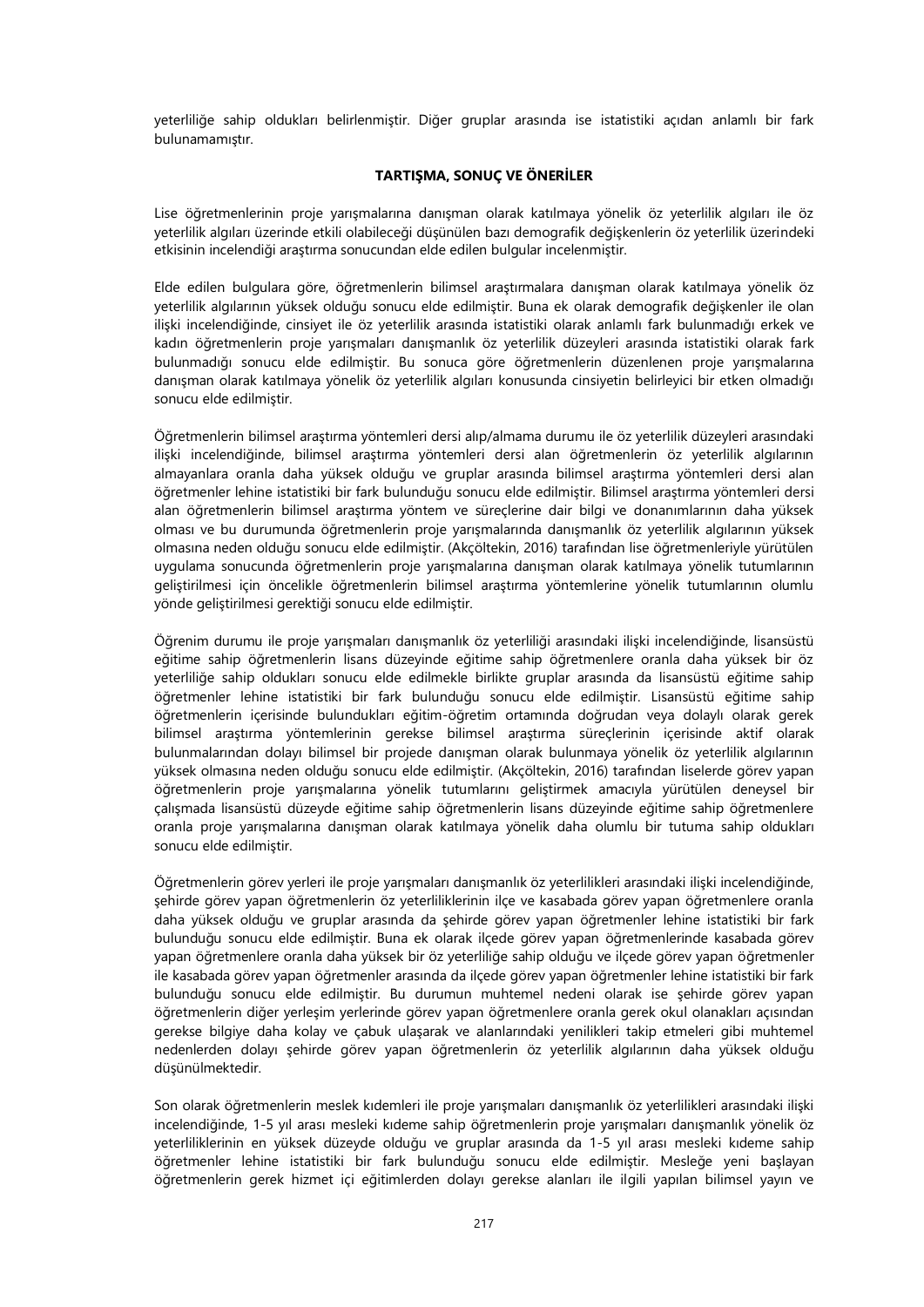yeterliliğe sahip oldukları belirlenmiştir. Diğer gruplar arasında ise istatistiki açıdan anlamlı bir fark bulunamamıştır.

## TARTIŞMA, SONUÇ VE ÖNERİLER

Lise öğretmenlerinin proje yarışmalarına danışman olarak katılmaya yönelik öz yeterlilik algıları ile öz yeterlilik algıları üzerinde etkili olabileceği düşünülen bazı demografik değişkenlerin öz yeterlilik üzerindeki etkisinin incelendiği araştırma sonucundan elde edilen bulgular incelenmiştir.

Elde edilen bulgulara göre, öğretmenlerin bilimsel araştırmalara danışman olarak katılmaya yönelik öz yeterlilik algılarının yüksek olduğu sonucu elde edilmiştir. Buna ek olarak demografik değişkenler ile olan ilişki incelendiğinde, cinsiyet ile öz yeterlilik arasında istatistiki olarak anlamlı fark bulunmadığı erkek ve kadın öğretmenlerin proje yarışmaları danışmanlık öz yeterlilik düzeyleri arasında istatistiki olarak fark bulunmadığı sonucu elde edilmiştir. Bu sonuca göre öğretmenlerin düzenlenen proje yarışmalarına danışman olarak katılmaya yönelik öz yeterlilik algıları konusunda cinsiyetin belirleyici bir etken olmadığı sonucu elde edilmiştir.

Öğretmenlerin bilimsel araştırma yöntemleri dersi alıp/almama durumu ile öz yeterlilik düzeyleri arasındaki ilişki incelendiğinde, bilimsel araştırma yöntemleri dersi alan öğretmenlerin öz yeterlilik algılarının almayanlara oranla daha yüksek olduğu ve gruplar arasında bilimsel araştırma yöntemleri dersi alan öğretmenler lehine istatistiki bir fark bulunduğu sonucu elde edilmiştir. Bilimsel araştırma yöntemleri dersi alan öğretmenlerin bilimsel araştırma yöntem ve süreçlerine dair bilgi ve donanımlarının daha yüksek olması ve bu durumunda öğretmenlerin proje yarışmalarında danışmanlık öz yeterlilik algılarının yüksek olmasına neden olduğu sonucu elde edilmiştir. (Akçöltekin, 2016) tarafından lise öğretmenleriyle yürütülen uygulama sonucunda öğretmenlerin proje yarışmalarına danışman olarak katılmaya yönelik tutumlarının geliştirilmesi için öncelikle öğretmenlerin bilimsel araştırma yöntemlerine yönelik tutumlarının olumlu yönde geliştirilmesi gerektiği sonucu elde edilmiştir.

Öğrenim durumu ile proje yarışmaları danışmanlık öz yeterliliği arasındaki ilişki incelendiğinde, lisansüstü eğitime sahip öğretmenlerin lisans düzeyinde eğitime sahip öğretmenlere oranla daha yüksek bir öz yeterliliğe sahip oldukları sonucu elde edilmekle birlikte gruplar arasında da lisansüstü eğitime sahip öğretmenler lehine istatistiki bir fark bulunduğu sonucu elde edilmiştir. Lisansüstü eğitime sahip öğretmenlerin içerisinde bulundukları eğitim-öğretim ortamında doğrudan veya dolaylı olarak gerek bilimsel araştırma yöntemlerinin gerekse bilimsel araştırma süreçlerinin içerisinde aktif olarak bulunmalarından dolayı bilimsel bir projede danışman olarak bulunmaya yönelik öz yeterlilik algılarının yüksek olmasına neden olduğu sonucu elde edilmiştir. (Akçöltekin, 2016) tarafından liselerde görev yapan öğretmenlerin proje yarışmalarına yönelik tutumlarını geliştirmek amacıyla yürütülen deneysel bir çalışmada lisansüstü düzeyde eğitime sahip öğretmenlerin lisans düzeyinde eğitime sahip öğretmenlere oranla proje yarışmalarına danışman olarak katılmaya yönelik daha olumlu bir tutuma sahip oldukları sonucu elde edilmiştir.

Öğretmenlerin görev yerleri ile proje yarışmaları danışmanlık öz yeterlilikleri arasındaki ilişki incelendiğinde, şehirde görev yapan öğretmenlerin öz yeterliliklerinin ilçe ve kasabada görev yapan öğretmenlere oranla daha yüksek olduğu ve gruplar arasında da şehirde görev yapan öğretmenler lehine istatistiki bir fark bulunduğu sonucu elde edilmiştir. Buna ek olarak ilçede görev yapan öğretmenlerinde kasabada görev yapan öğretmenlere oranla daha yüksek bir öz yeterliliğe sahip olduğu ve ilçede görev yapan öğretmenler ile kasabada görev yapan öğretmenler arasında da ilçede görev yapan öğretmenler lehine istatistiki bir fark bulunduğu sonucu elde edilmiştir. Bu durumun muhtemel nedeni olarak ise şehirde görev yapan öğretmenlerin diğer yerleşim yerlerinde görev yapan öğretmenlere oranla gerek okul olanakları açısından gerekse bilgiye daha kolay ve çabuk ulaşarak ve alanlarındaki yenilikleri takip etmeleri gibi muhtemel nedenlerden dolayı şehirde görev yapan öğretmenlerin öz yeterlilik algılarının daha yüksek olduğu düşünülmektedir.

Son olarak öğretmenlerin meslek kıdemleri ile proje yarışmaları danışmanlık öz yeterlilikleri arasındaki ilişki incelendiğinde, 1-5 yıl arası mesleki kıdeme sahip öğretmenlerin proje yarışmaları danışmanlık yönelik öz yeterliliklerinin en yüksek düzeyde olduğu ve gruplar arasında da 1-5 yıl arası mesleki kıdeme sahip öğretmenler lehine istatistiki bir fark bulunduğu sonucu elde edilmiştir. Mesleğe yeni başlayan öğretmenlerin gerek hizmet içi eğitimlerden dolayı gerekse alanları ile ilgili yapılan bilimsel yayın ve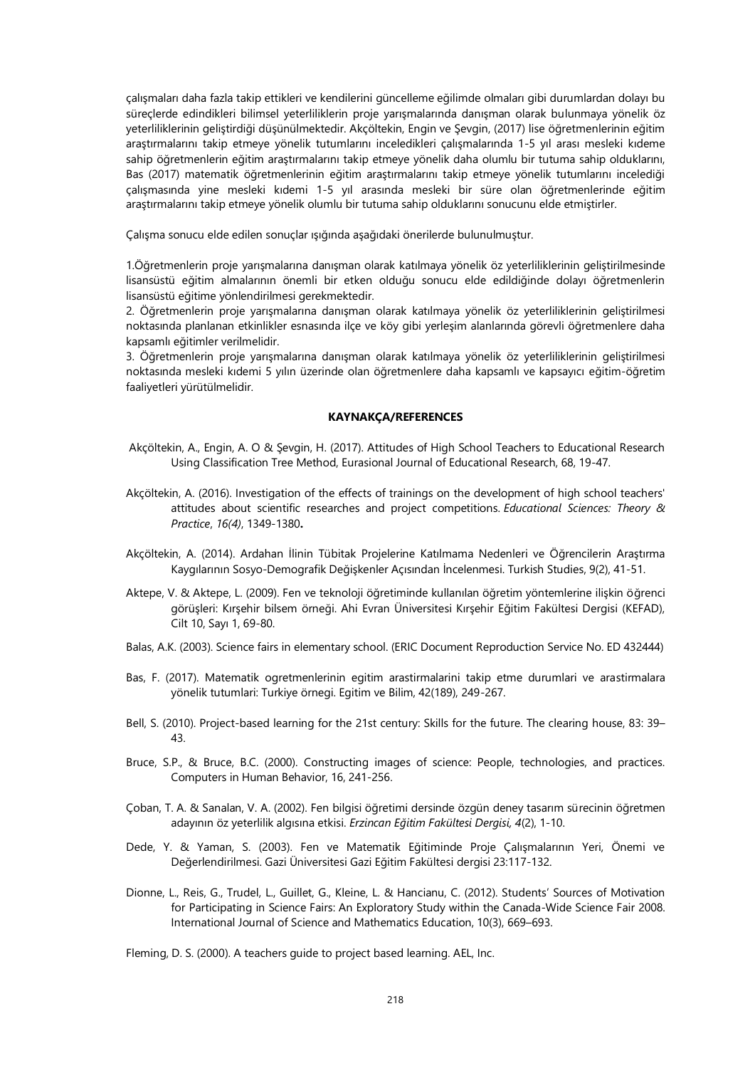çalışmaları daha fazla takip ettikleri ve kendilerini güncelleme eğilimde olmaları gibi durumlardan dolayı bu süreçlerde edindikleri bilimsel yeterliliklerin proje yarışmalarında danışman olarak bulunmaya yönelik öz yeterliliklerinin geliştirdiği düşünülmektedir. Akçöltekin, Engin ve Şevgin, (2017) lise öğretmenlerinin eğitim araştırmalarını takip etmeye yönelik tutumlarını inceledikleri çalışmalarında 1-5 yıl arası mesleki kıdeme sahip öğretmenlerin eğitim araştırmalarını takip etmeye yönelik daha olumlu bir tutuma sahip olduklarını, Bas (2017) matematik öğretmenlerinin eğitim araştırmalarını takip etmeye yönelik tutumlarını incelediği çalışmasında yine mesleki kıdemi 1-5 yıl arasında mesleki bir süre olan öğretmenlerinde eğitim araştırmalarını takip etmeye yönelik olumlu bir tutuma sahip olduklarını sonucunu elde etmiştirler.

Çalışma sonucu elde edilen sonuçlar ışığında aşağıdaki önerilerde bulunulmuştur.

1.Öğretmenlerin proje yarışmalarına danışman olarak katılmaya yönelik öz yeterliliklerinin geliştirilmesinde lisansüstü eğitim almalarının önemli bir etken olduğu sonucu elde edildiğinden dolayı öğretmenlerin lisansüstü eğitime yönlendirilmesi gerekmektedir.
2. Öğretmenlerin proje yarışmalarına danışman olarak katılmaya yönelik öz yeterliliklerinin geliştirilmesi noktasında planlanan etkinlikler esnasında ilçe ve köy gibi yerleşim alanlarında görevli öğretmenlere daha kapsamlı eğitimler verilmelidir.
3. Öğretmenlerin proje yarışmalarına danışman olarak katılmaya yönelik öz yeterliliklerinin geliştirilmesi noktasında mesleki kıdemi 5 yılın üzerinde olan öğretmenlere daha kapsamlı ve kapsayıcı eğitim-öğretim faaliyetleri yürütülmelidir.

## KAYNAKÇA/REFERENCES

Akçöltekin, A., Engin, A. O & Şevgin, H. (2017). Attitudes of High School Teachers to Educational Research Using Classification Tree Method, Eurasional Journal of Educational Research, 68, 19-47.

Akçöltekin, A. (2016). Investigation of the effects of trainings on the development of high school teachers' attitudes about scientific researches and project competitions. *Educational Sciences: Theory & Practice*, *16(4)*, 1349-1380**.**

Akçöltekin, A. (2014). Ardahan İlinin Tübitak Projelerine Katılmama Nedenleri ve Öğrencilerin Araştırma Kaygılarının Sosyo-Demografik Değişkenler Açısından İncelenmesi. Turkish Studies, 9(2), 41-51.

Aktepe, V. & Aktepe, L. (2009). Fen ve teknoloji öğretiminde kullanılan öğretim yöntemlerine ilişkin öğrenci görüşleri: Kırşehir bilsem örneği. Ahi Evran Üniversitesi Kırşehir Eğitim Fakültesi Dergisi (KEFAD), Cilt 10, Sayı 1, 69-80.

Balas, A.K. (2003). Science fairs in elementary school. (ERIC Document Reproduction Service No. ED 432444)

Bas, F. (2017). Matematik ogretmenlerinin egitim arastirmalarini takip etme durumlari ve arastirmalara yönelik tutumlari: Turkiye örnegi. Egitim ve Bilim, 42(189), 249-267.

Bell, S. (2010). Project-based learning for the 21st century: Skills for the future. The clearing house, 83: 39–43.

Bruce, S.P., & Bruce, B.C. (2000). Constructing images of science: People, technologies, and practices. Computers in Human Behavior, 16, 241-256.

Çoban, T. A. & Sanalan, V. A. (2002). Fen bilgisi öğretimi dersinde özgün deney tasarım sürecinin öğretmen adayının öz yeterlilik algısına etkisi. *Erzincan Eğitim Fakültesi Dergisi, 4*(2), 1-10.

Dede, Y. & Yaman, S. (2003). Fen ve Matematik Eğitiminde Proje Çalışmalarının Yeri, Önemi ve Değerlendirilmesi. Gazi Üniversitesi Gazi Eğitim Fakültesi dergisi 23:117-132.

Dionne, L., Reis, G., Trudel, L., Guillet, G., Kleine, L. & Hancianu, C. (2012). Students' Sources of Motivation for Participating in Science Fairs: An Exploratory Study within the Canada-Wide Science Fair 2008. International Journal of Science and Mathematics Education, 10(3), 669–693.

Fleming, D. S. (2000). A teachers guide to project based learning. AEL, Inc.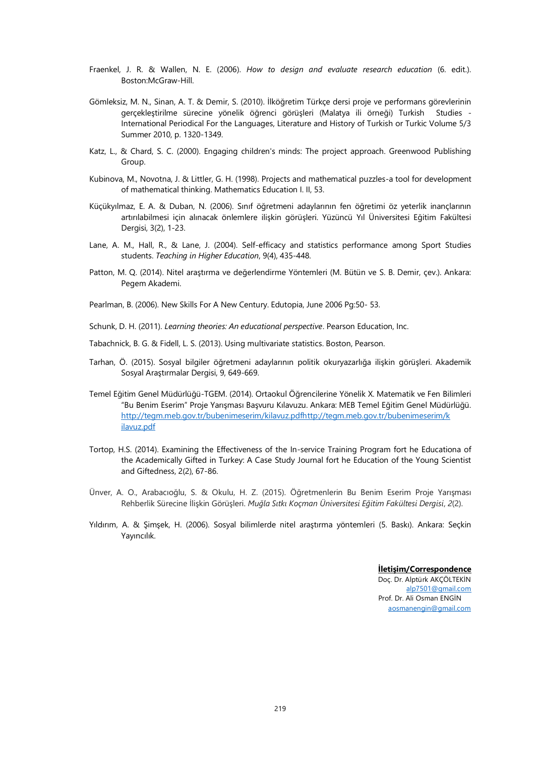Fraenkel, J. R. & Wallen, N. E. (2006). *How to design and evaluate research education* (6. edit.). Boston:McGraw-Hill.

Gömleksiz, M. N., Sinan, A. T. & Demir, S. (2010). İlköğretim Türkçe dersi proje ve performans görevlerinin gerçekleştirilme sürecine yönelik öğrenci görüşleri (Malatya ili örneği) Turkish Studies - International Periodical For the Languages, Literature and History of Turkish or Turkic Volume 5/3 Summer 2010, p. 1320-1349.

Katz, L., & Chard, S. C. (2000). Engaging children's minds: The project approach. Greenwood Publishing Group.

Kubinova, M., Novotna, J. & Littler, G. H. (1998). Projects and mathematical puzzles-a tool for development of mathematical thinking. Mathematics Education I. II, 53.

Küçükyılmaz, E. A. & Duban, N. (2006). Sınıf öğretmeni adaylarının fen öğretimi öz yeterlik inançlarının artırılabilmesi için alınacak önlemlere ilişkin görüşleri. Yüzüncü Yıl Üniversitesi Eğitim Fakültesi Dergisi, 3(2), 1-23.

Lane, A. M., Hall, R., & Lane, J. (2004). Self-efficacy and statistics performance among Sport Studies students. *Teaching in Higher Education*, 9(4), 435-448.

Patton, M. Q. (2014). Nitel araştırma ve değerlendirme Yöntemleri (M. Bütün ve S. B. Demir, çev.). Ankara: Pegem Akademi.

Pearlman, B. (2006). New Skills For A New Century. Edutopia, June 2006 Pg:50- 53.

Schunk, D. H. (2011). *Learning theories: An educational perspective*. Pearson Education, Inc.

Tabachnick, B. G. & Fidell, L. S. (2013). Using multivariate statistics. Boston, Pearson.

Tarhan, Ö. (2015). Sosyal bilgiler öğretmeni adaylarının politik okuryazarlığa ilişkin görüşleri. Akademik Sosyal Araştırmalar Dergisi, 9, 649-669.

Temel Eğitim Genel Müdürlüğü-TGEM. (2014). Ortaokul Öğrencilerine Yönelik X. Matematik ve Fen Bilimleri "Bu Benim Eserim" Proje Yarışması Başvuru Kılavuzu. Ankara: MEB Temel Eğitim Genel Müdürlüğü. http://tegm.meb.gov.tr/bubenimeserim/kilavuz.pdfhttp://tegm.meb.gov.tr/bubenimeserim/kilavuz.pdf

Tortop, H.S. (2014). Examining the Effectiveness of the In-service Training Program fort he Educationa of the Academically Gifted in Turkey: A Case Study Journal fort he Education of the Young Scientist and Giftedness, 2(2), 67-86.

Ünver, A. O., Arabacıoğlu, S. & Okulu, H. Z. (2015). Öğretmenlerin Bu Benim Eserim Proje Yarışması Rehberlik Sürecine İlişkin Görüşleri. *Muğla Sıtkı Koçman Üniversitesi Eğitim Fakültesi Dergisi*, *2*(2).

Yıldırım, A. & Şimşek, H. (2006). Sosyal bilimlerde nitel araştırma yöntemleri (5. Baskı). Ankara: Seçkin Yayıncılık.

**İletişim/Correspondence**
Doç. Dr. Alptürk AKÇÖLTEKİN
alp7501@gmail.com
Prof. Dr. Ali Osman ENGİN
aosmanengin@gmail.com